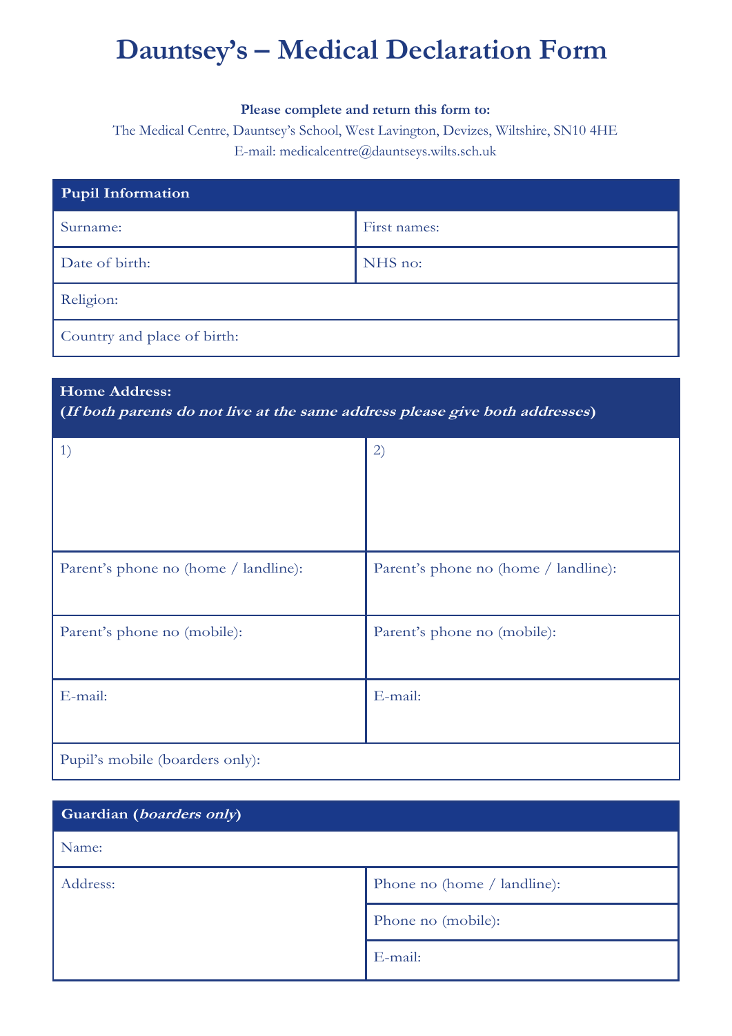# Dauntsey's – Medical Declaration Form

**Please complete and return this form to:**

The Medical Centre, Dauntsey's School, West Lavington, Devizes, Wiltshire, SN10 4HE

E-mail: medicalcentre@dauntseys.wilts.sch.uk

| **Pupil Information** | |
|---|---|
| Surname: | First names: |
| Date of birth: | NHS no: |
| Religion: | |
| Country and place of birth: | |

| **Home Address:** **(*If both parents do not live at the same address please give both addresses*)** | |
|---|---|
| 1) | 2) |
| Parent's phone no (home / landline): | Parent's phone no (home / landline): |
| Parent's phone no (mobile): | Parent's phone no (mobile): |
| E-mail: | E-mail: |
| Pupil's mobile (boarders only): | |

| **Guardian (*boarders only*)** | |
|---|---|
| Name: | |
| Address: | Phone no (home / landline): |
| | Phone no (mobile): |
| | E-mail: |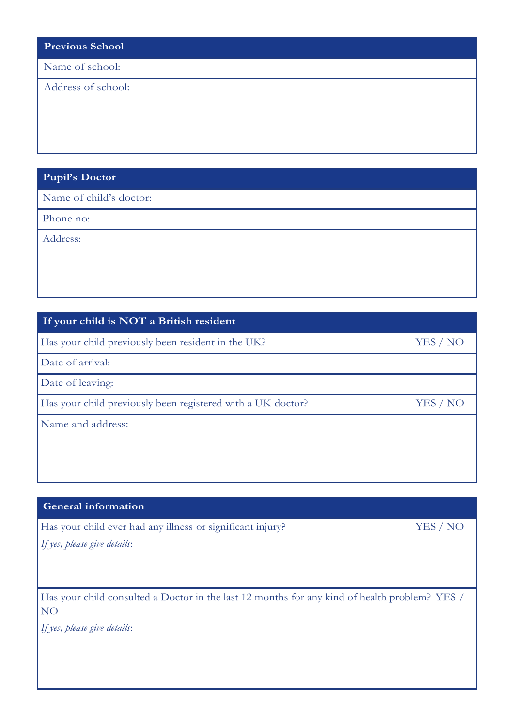## Previous School

Name of school:

Address of school:

## Pupil's Doctor

Name of child's doctor:

Phone no:

Address:

## If your child is NOT a British resident

Has your child previously been resident in the UK? YES / NO

Date of arrival:

Date of leaving:

Has your child previously been registered with a UK doctor? YES / NO

Name and address:

## General information

Has your child ever had any illness or significant injury? YES / NO

*If yes, please give details*:

Has your child consulted a Doctor in the last 12 months for any kind of health problem? YES / NO

*If yes, please give details*: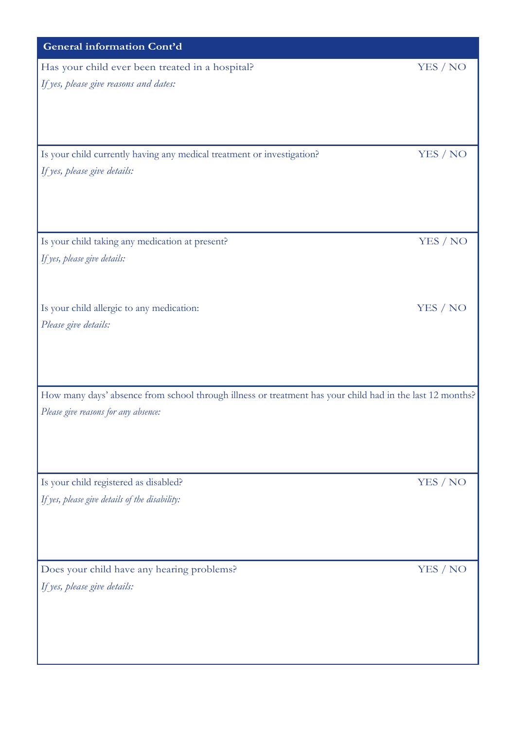## General information Cont'd

Has your child ever been treated in a hospital? YES / NO

*If yes, please give reasons and dates:*

Is your child currently having any medical treatment or investigation? YES / NO

*If yes, please give details:*

Is your child taking any medication at present? YES / NO

*If yes, please give details:*

Is your child allergic to any medication: YES / NO

*Please give details:*

How many days' absence from school through illness or treatment has your child had in the last 12 months?

*Please give reasons for any absence:*

Is your child registered as disabled? YES / NO

*If yes, please give details of the disability:*

Does your child have any hearing problems? YES / NO

*If yes, please give details:*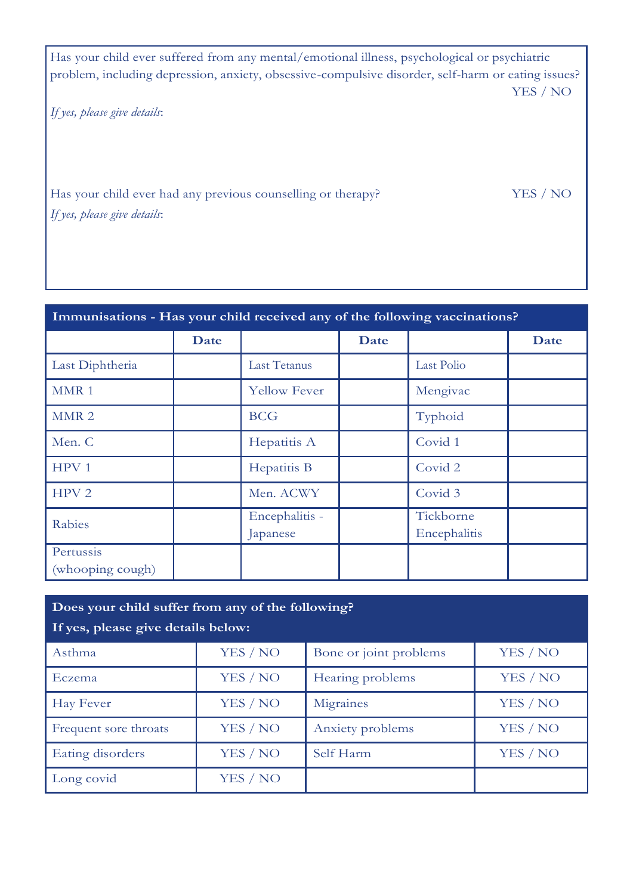Has your child ever suffered from any mental/emotional illness, psychological or psychiatric problem, including depression, anxiety, obsessive-compulsive disorder, self-harm or eating issues? YES / NO

*If yes, please give details*:

Has your child ever had any previous counselling or therapy? YES / NO

*If yes, please give details*:

| **Immunisations - Has your child received any of the following vaccinations?** | | | | | |
|---|---|---|---|---|---|
| | **Date** | | **Date** | | **Date** |
| Last Diphtheria | | Last Tetanus | | Last Polio | |
| MMR 1 | | Yellow Fever | | Mengivac | |
| MMR 2 | | BCG | | Typhoid | |
| Men. C | | Hepatitis A | | Covid 1 | |
| HPV 1 | | Hepatitis B | | Covid 2 | |
| HPV 2 | | Men. ACWY | | Covid 3 | |
| Rabies | | Encephalitis - Japanese | | Tickborne Encephalitis | |
| Pertussis (whooping cough) | | | | | |

| **Does your child suffer from any of the following? If yes, please give details below:** | | | |
|---|---|---|---|
| Asthma | YES / NO | Bone or joint problems | YES / NO |
| Eczema | YES / NO | Hearing problems | YES / NO |
| Hay Fever | YES / NO | Migraines | YES / NO |
| Frequent sore throats | YES / NO | Anxiety problems | YES / NO |
| Eating disorders | YES / NO | Self Harm | YES / NO |
| Long covid | YES / NO | | |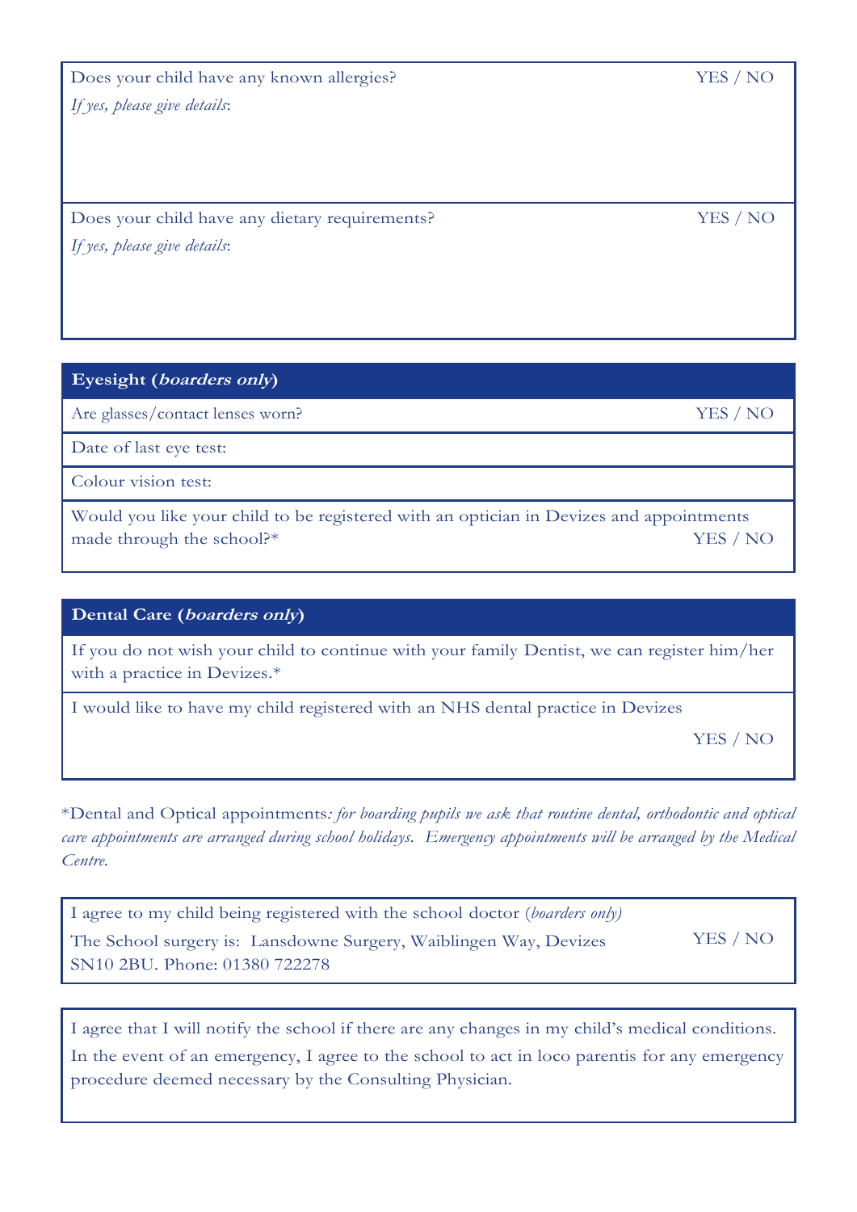| Does your child have any known allergies? | YES / NO |
|---|---|
| *If yes, please give details*: | |
| Does your child have any dietary requirements? | YES / NO |
| *If yes, please give details*: | |

| **Eyesight (*boarders only*)** | |
|---|---|
| Are glasses/contact lenses worn? | YES / NO |
| Date of last eye test: | |
| Colour vision test: | |
| Would you like your child to be registered with an optician in Devizes and appointments made through the school?* | YES / NO |

| **Dental Care (*boarders only*)** | |
|---|---|
| If you do not wish your child to continue with your family Dentist, we can register him/her with a practice in Devizes.* | |
| I would like to have my child registered with an NHS dental practice in Devizes | YES / NO |

*Dental and Optical appointments*: for boarding pupils we ask that routine dental, orthodontic and optical care appointments are arranged during school holidays. Emergency appointments will be arranged by the Medical Centre.*

| I agree to my child being registered with the school doctor (*boarders only)* The School surgery is: Lansdowne Surgery, Waiblingen Way, Devizes SN10 2BU. Phone: 01380 722278 | YES / NO |
|---|---|

I agree that I will notify the school if there are any changes in my child's medical conditions.
In the event of an emergency, I agree to the school to act in loco parentis for any emergency procedure deemed necessary by the Consulting Physician.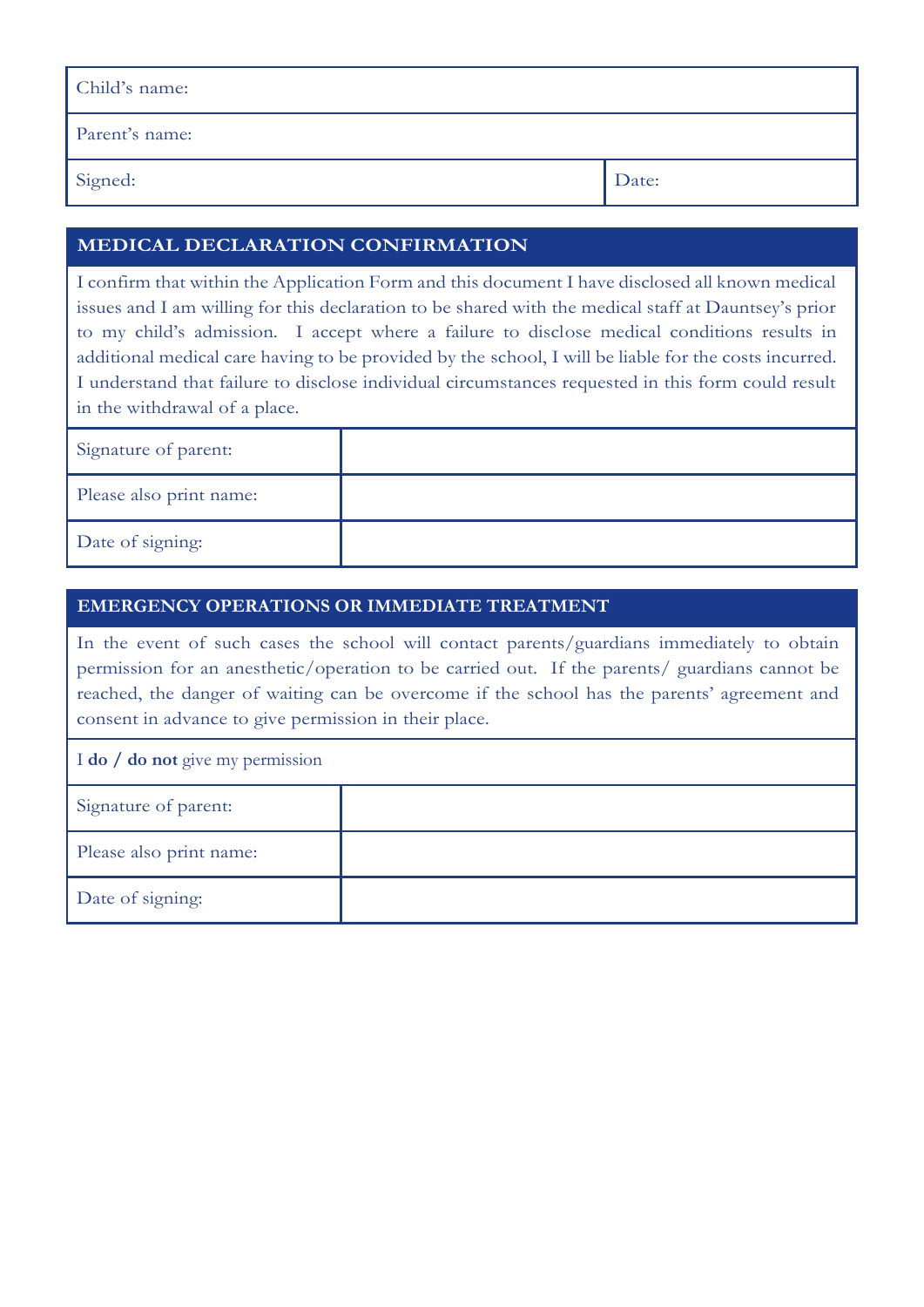| Child's name: | |
|---|---|
| Parent's name: | |
| Signed: | Date: |

## MEDICAL DECLARATION CONFIRMATION

I confirm that within the Application Form and this document I have disclosed all known medical issues and I am willing for this declaration to be shared with the medical staff at Dauntsey's prior to my child's admission. I accept where a failure to disclose medical conditions results in additional medical care having to be provided by the school, I will be liable for the costs incurred. I understand that failure to disclose individual circumstances requested in this form could result in the withdrawal of a place.

| Signature of parent: | |
|---|---|
| Please also print name: | |
| Date of signing: | |

## EMERGENCY OPERATIONS OR IMMEDIATE TREATMENT

In the event of such cases the school will contact parents/guardians immediately to obtain permission for an anesthetic/operation to be carried out. If the parents/ guardians cannot be reached, the danger of waiting can be overcome if the school has the parents' agreement and consent in advance to give permission in their place.

I **do / do not** give my permission

| Signature of parent: | |
|---|---|
| Please also print name: | |
| Date of signing: | |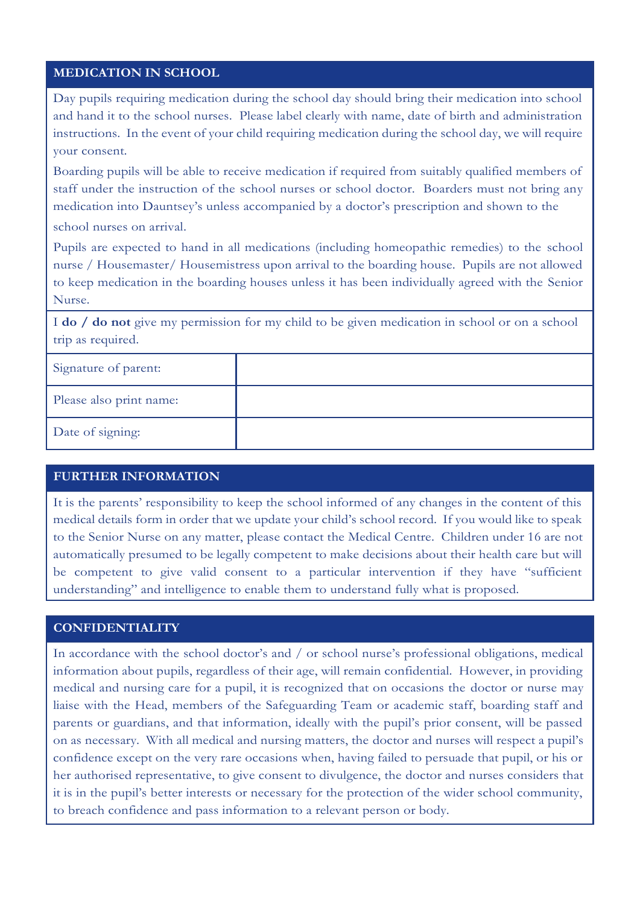## MEDICATION IN SCHOOL

Day pupils requiring medication during the school day should bring their medication into school and hand it to the school nurses. Please label clearly with name, date of birth and administration instructions. In the event of your child requiring medication during the school day, we will require your consent.

Boarding pupils will be able to receive medication if required from suitably qualified members of staff under the instruction of the school nurses or school doctor. Boarders must not bring any medication into Dauntsey's unless accompanied by a doctor's prescription and shown to the school nurses on arrival.

Pupils are expected to hand in all medications (including homeopathic remedies) to the school nurse / Housemaster/ Housemistress upon arrival to the boarding house. Pupils are not allowed to keep medication in the boarding houses unless it has been individually agreed with the Senior Nurse.

I **do / do not** give my permission for my child to be given medication in school or on a school trip as required.

| | |
|---|---|
| Signature of parent: | |
| Please also print name: | |
| Date of signing: | |

## FURTHER INFORMATION

It is the parents' responsibility to keep the school informed of any changes in the content of this medical details form in order that we update your child's school record. If you would like to speak to the Senior Nurse on any matter, please contact the Medical Centre. Children under 16 are not automatically presumed to be legally competent to make decisions about their health care but will be competent to give valid consent to a particular intervention if they have "sufficient understanding" and intelligence to enable them to understand fully what is proposed.

## CONFIDENTIALITY

In accordance with the school doctor's and / or school nurse's professional obligations, medical information about pupils, regardless of their age, will remain confidential. However, in providing medical and nursing care for a pupil, it is recognized that on occasions the doctor or nurse may liaise with the Head, members of the Safeguarding Team or academic staff, boarding staff and parents or guardians, and that information, ideally with the pupil's prior consent, will be passed on as necessary. With all medical and nursing matters, the doctor and nurses will respect a pupil's confidence except on the very rare occasions when, having failed to persuade that pupil, or his or her authorised representative, to give consent to divulgence, the doctor and nurses considers that it is in the pupil's better interests or necessary for the protection of the wider school community, to breach confidence and pass information to a relevant person or body.